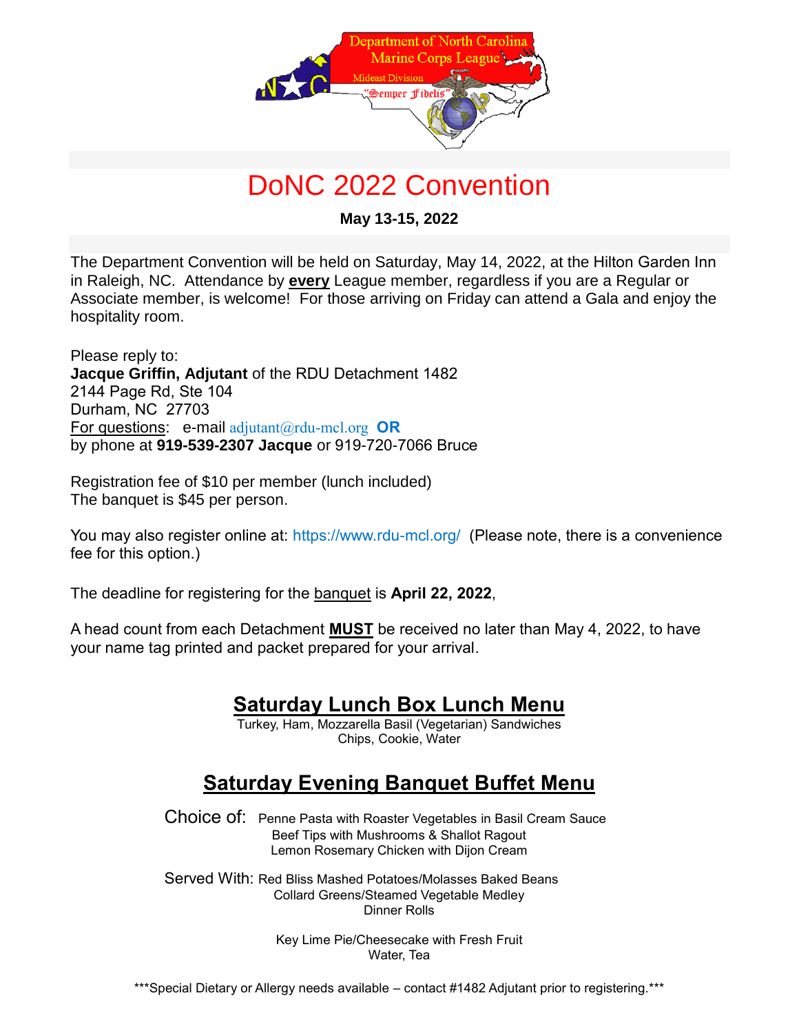# DoNC 2022 Convention

**May 13-15, 2022**

The Department Convention will be held on Saturday, May 14, 2022, at the Hilton Garden Inn in Raleigh, NC. Attendance by **every** League member, regardless if you are a Regular or Associate member, is welcome! For those arriving on Friday can attend a Gala and enjoy the hospitality room.

Please reply to:
**Jacque Griffin, Adjutant** of the RDU Detachment 1482
2144 Page Rd, Ste 104
Durham, NC 27703
For questions: e-mail adjutant@rdu-mcl.org **OR**
by phone at **919-539-2307 Jacque** or 919-720-7066 Bruce

Registration fee of $10 per member (lunch included)
The banquet is $45 per person.

You may also register online at: https://www.rdu-mcl.org/ (Please note, there is a convenience fee for this option.)

The deadline for registering for the banquet is **April 22, 2022**,

A head count from each Detachment **MUST** be received no later than May 4, 2022, to have your name tag printed and packet prepared for your arrival.

## Saturday Lunch Box Lunch Menu

Turkey, Ham, Mozzarella Basil (Vegetarian) Sandwiches
Chips, Cookie, Water

## Saturday Evening Banquet Buffet Menu

Choice of: Penne Pasta with Roaster Vegetables in Basil Cream Sauce
Beef Tips with Mushrooms & Shallot Ragout
Lemon Rosemary Chicken with Dijon Cream

Served With: Red Bliss Mashed Potatoes/Molasses Baked Beans
Collard Greens/Steamed Vegetable Medley
Dinner Rolls

Key Lime Pie/Cheesecake with Fresh Fruit
Water, Tea

***Special Dietary or Allergy needs available – contact #1482 Adjutant prior to registering.***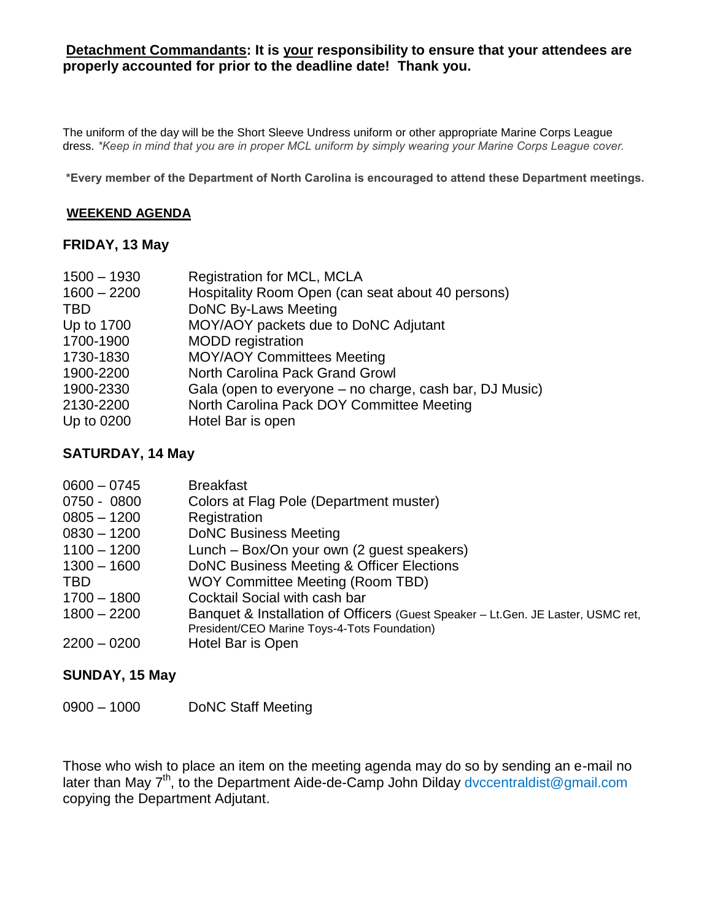**<u>Detachment Commandants</u>: It is <u>your</u> responsibility to ensure that your attendees are properly accounted for prior to the deadline date! Thank you.**

The uniform of the day will be the Short Sleeve Undress uniform or other appropriate Marine Corps League dress. *\*Keep in mind that you are in proper MCL uniform by simply wearing your Marine Corps League cover.*

**\*Every member of the Department of North Carolina is encouraged to attend these Department meetings.**

## <u>WEEKEND AGENDA</u>

### FRIDAY, 13 May

| | |
|---|---|
| 1500 – 1930 | Registration for MCL, MCLA |
| 1600 – 2200 | Hospitality Room Open (can seat about 40 persons) |
| TBD | DoNC By-Laws Meeting |
| Up to 1700 | MOY/AOY packets due to DoNC Adjutant |
| 1700-1900 | MODD registration |
| 1730-1830 | MOY/AOY Committees Meeting |
| 1900-2200 | North Carolina Pack Grand Growl |
| 1900-2330 | Gala (open to everyone – no charge, cash bar, DJ Music) |
| 2130-2200 | North Carolina Pack DOY Committee Meeting |
| Up to 0200 | Hotel Bar is open |

### SATURDAY, 14 May

| | |
|---|---|
| 0600 – 0745 | Breakfast |
| 0750 - 0800 | Colors at Flag Pole (Department muster) |
| 0805 – 1200 | Registration |
| 0830 – 1200 | DoNC Business Meeting |
| 1100 – 1200 | Lunch – Box/On your own (2 guest speakers) |
| 1300 – 1600 | DoNC Business Meeting & Officer Elections |
| TBD | WOY Committee Meeting (Room TBD) |
| 1700 – 1800 | Cocktail Social with cash bar |
| 1800 – 2200 | Banquet & Installation of Officers (Guest Speaker – Lt.Gen. JE Laster, USMC ret, President/CEO Marine Toys-4-Tots Foundation) |
| 2200 – 0200 | Hotel Bar is Open |

### SUNDAY, 15 May

| | |
|---|---|
| 0900 – 1000 | DoNC Staff Meeting |

Those who wish to place an item on the meeting agenda may do so by sending an e-mail no later than May 7th, to the Department Aide-de-Camp John Dilday dvccentraldist@gmail.com copying the Department Adjutant.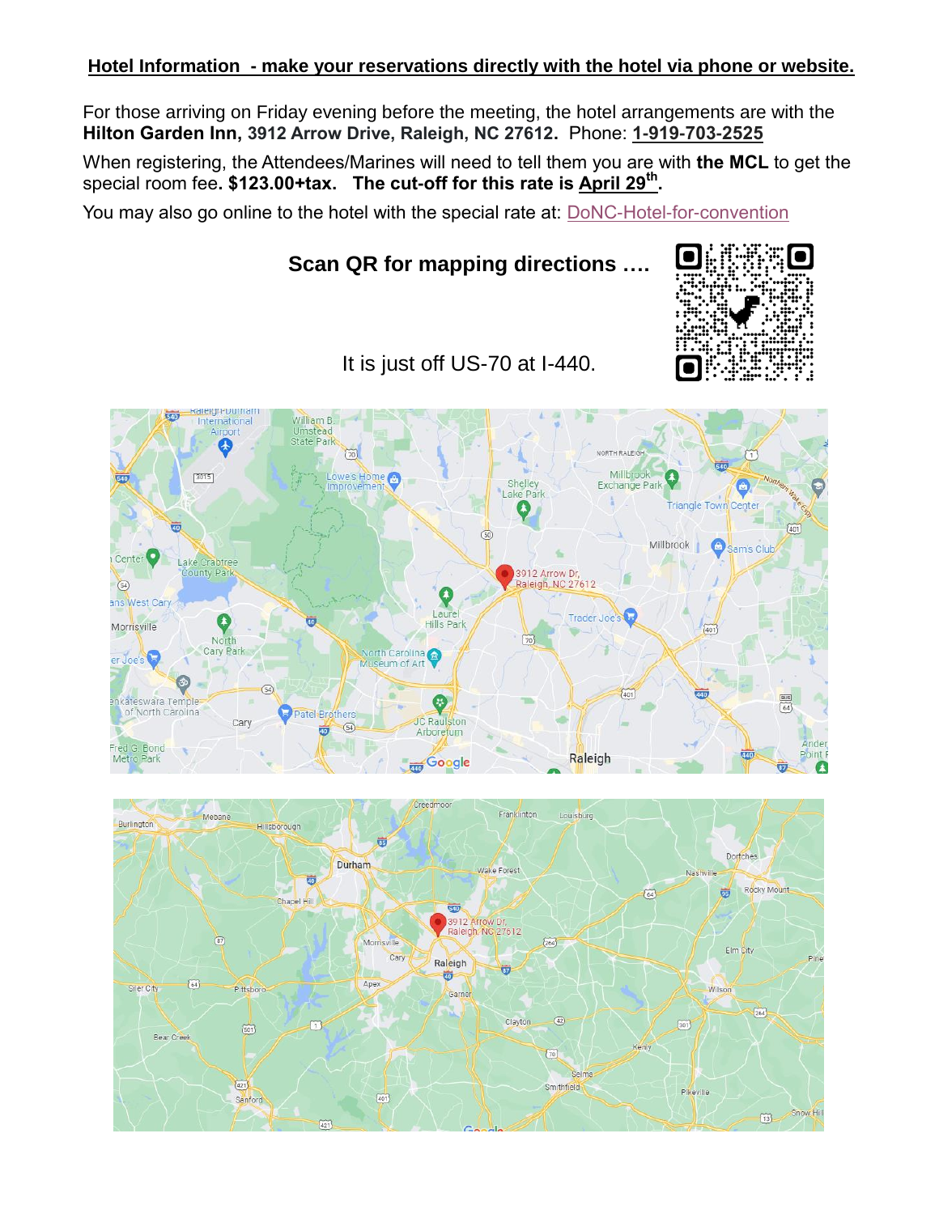**Hotel Information - make your reservations directly with the hotel via phone or website.**

For those arriving on Friday evening before the meeting, the hotel arrangements are with the **Hilton Garden Inn, 3912 Arrow Drive, Raleigh, NC 27612.** Phone: **1-919-703-2525**

When registering, the Attendees/Marines will need to tell them you are with **the MCL** to get the special room fee**. $123.00+tax. The cut-off for this rate is April 29th.**

You may also go online to the hotel with the special rate at: DoNC-Hotel-for-convention

**Scan QR for mapping directions ….**

It is just off US-70 at I-440.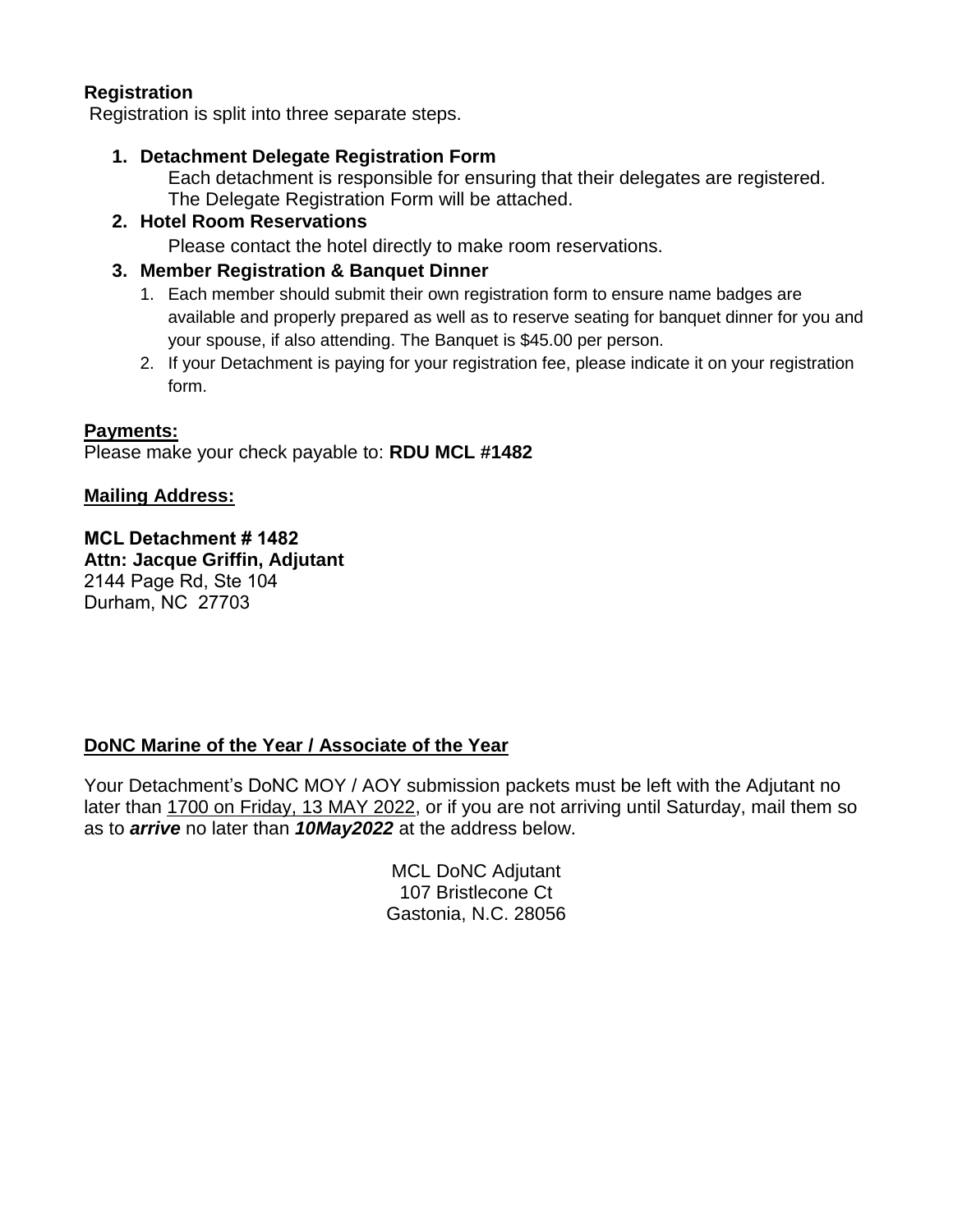**Registration**

Registration is split into three separate steps.

1. **Detachment Delegate Registration Form**

   Each detachment is responsible for ensuring that their delegates are registered. The Delegate Registration Form will be attached.

2. **Hotel Room Reservations**

   Please contact the hotel directly to make room reservations.

3. **Member Registration & Banquet Dinner**
   1. Each member should submit their own registration form to ensure name badges are available and properly prepared as well as to reserve seating for banquet dinner for you and your spouse, if also attending. The Banquet is $45.00 per person.
   2. If your Detachment is paying for your registration fee, please indicate it on your registration form.

**Payments:**

Please make your check payable to: **RDU MCL #1482**

**Mailing Address:**

**MCL Detachment # 1482**
**Attn: Jacque Griffin, Adjutant**
2144 Page Rd, Ste 104
Durham, NC 27703

**DoNC Marine of the Year / Associate of the Year**

Your Detachment's DoNC MOY / AOY submission packets must be left with the Adjutant no later than 1700 on Friday, 13 MAY 2022, or if you are not arriving until Saturday, mail them so as to ***arrive*** no later than ***10May2022*** at the address below.

MCL DoNC Adjutant
107 Bristlecone Ct
Gastonia, N.C. 28056